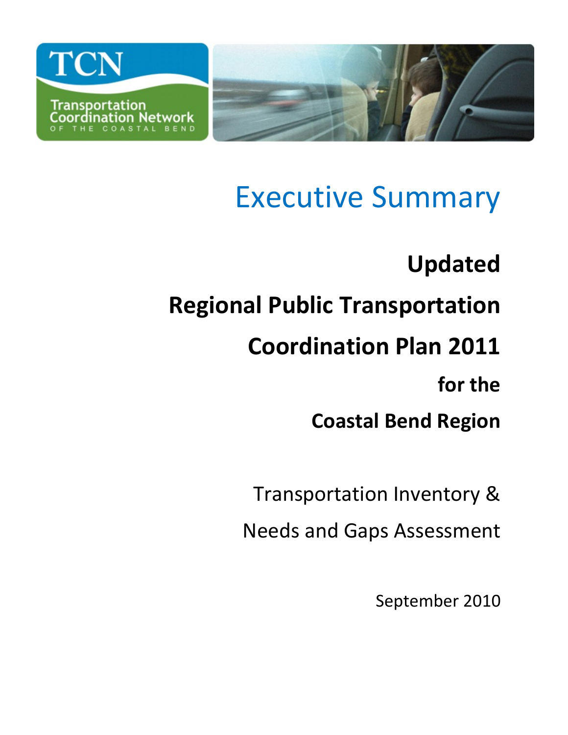TCN

Transportation Coordination Network OF THE COASTAL BEND

# Executive Summary

## Updated
## Regional Public Transportation Coordination Plan 2011
## for the Coastal Bend Region

Transportation Inventory & Needs and Gaps Assessment

September 2010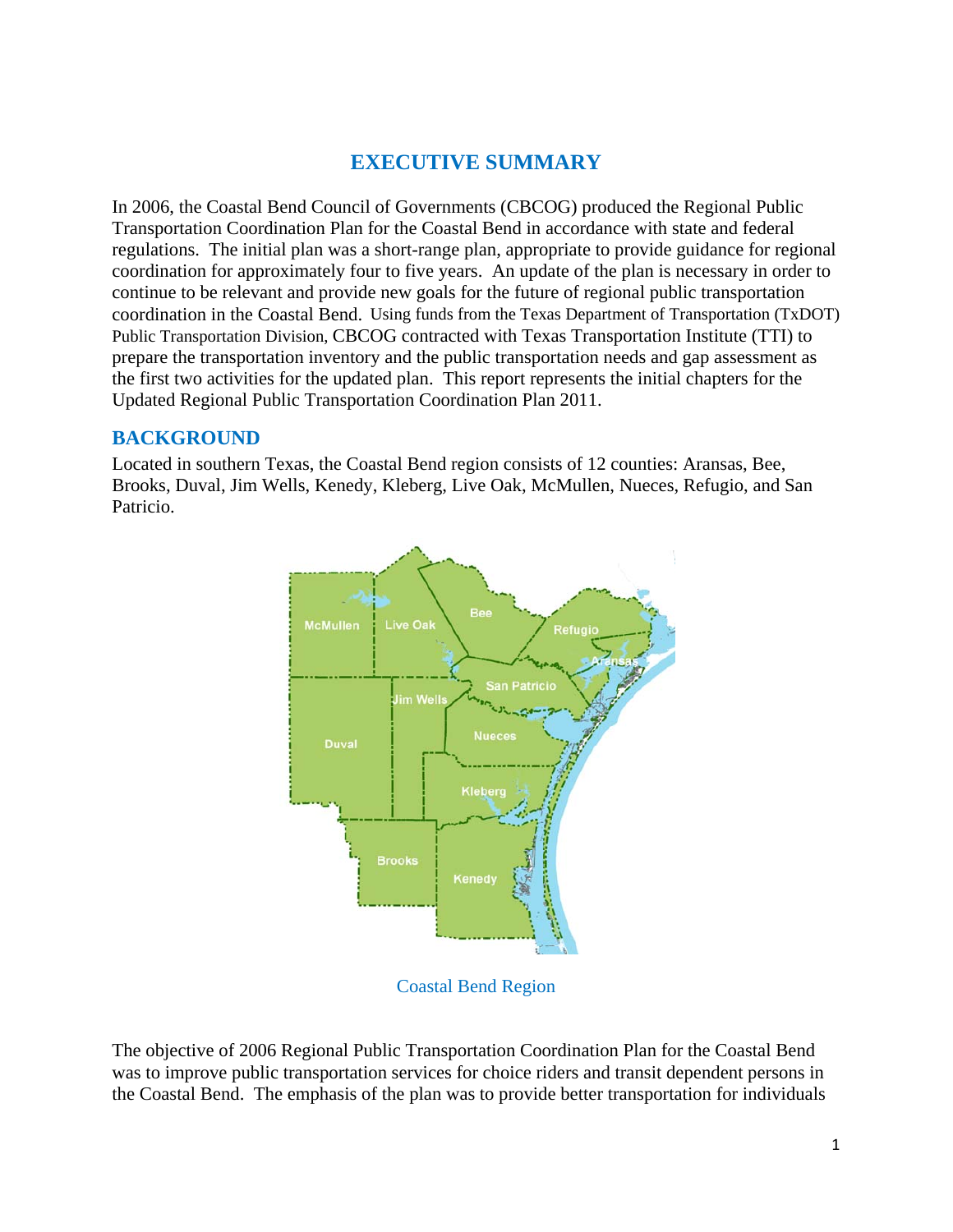# EXECUTIVE SUMMARY

In 2006, the Coastal Bend Council of Governments (CBCOG) produced the Regional Public Transportation Coordination Plan for the Coastal Bend in accordance with state and federal regulations. The initial plan was a short-range plan, appropriate to provide guidance for regional coordination for approximately four to five years. An update of the plan is necessary in order to continue to be relevant and provide new goals for the future of regional public transportation coordination in the Coastal Bend. Using funds from the Texas Department of Transportation (TxDOT) Public Transportation Division, CBCOG contracted with Texas Transportation Institute (TTI) to prepare the transportation inventory and the public transportation needs and gap assessment as the first two activities for the updated plan. This report represents the initial chapters for the Updated Regional Public Transportation Coordination Plan 2011.

## BACKGROUND

Located in southern Texas, the Coastal Bend region consists of 12 counties: Aransas, Bee, Brooks, Duval, Jim Wells, Kenedy, Kleberg, Live Oak, McMullen, Nueces, Refugio, and San Patricio.

Coastal Bend Region

The objective of 2006 Regional Public Transportation Coordination Plan for the Coastal Bend was to improve public transportation services for choice riders and transit dependent persons in the Coastal Bend. The emphasis of the plan was to provide better transportation for individuals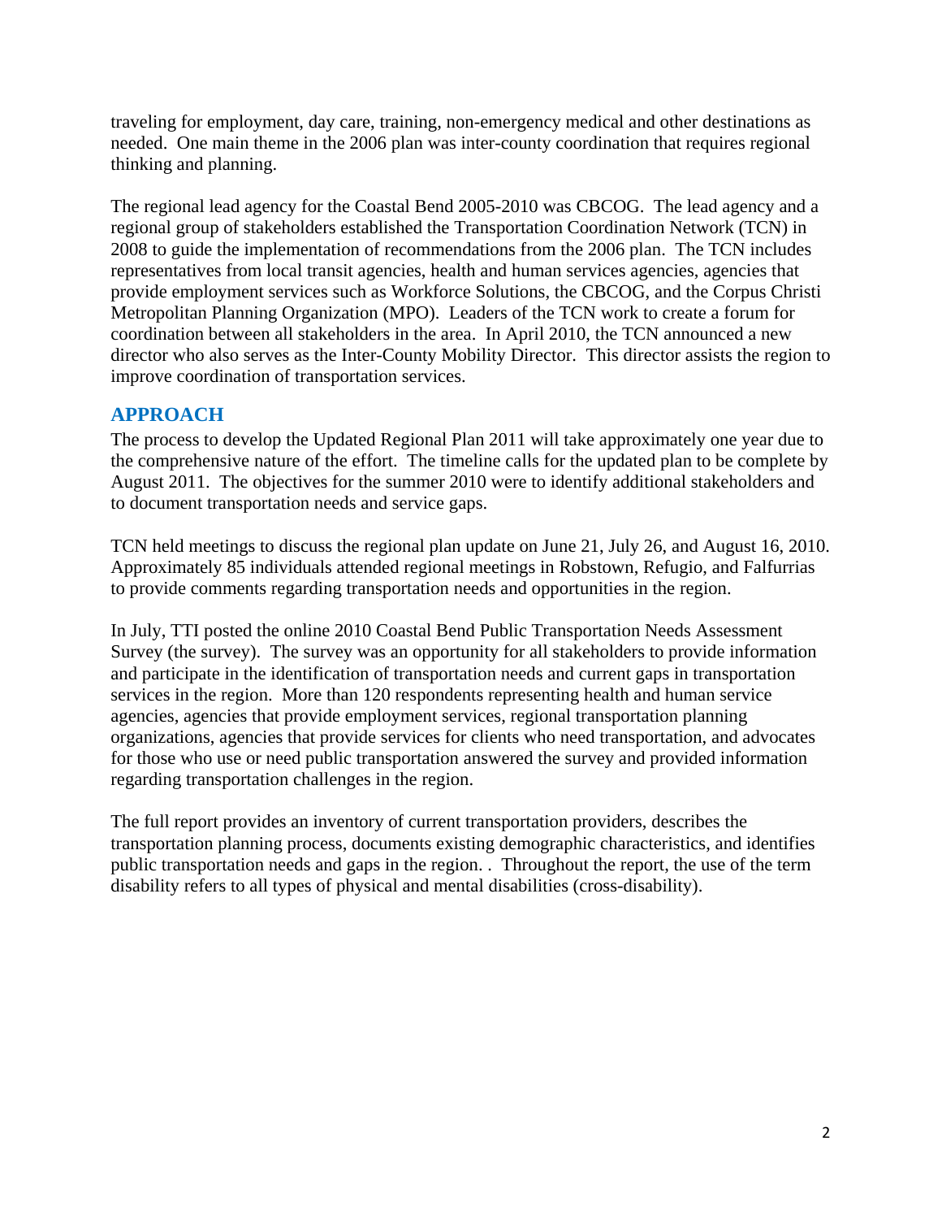traveling for employment, day care, training, non-emergency medical and other destinations as needed. One main theme in the 2006 plan was inter-county coordination that requires regional thinking and planning.

The regional lead agency for the Coastal Bend 2005-2010 was CBCOG. The lead agency and a regional group of stakeholders established the Transportation Coordination Network (TCN) in 2008 to guide the implementation of recommendations from the 2006 plan. The TCN includes representatives from local transit agencies, health and human services agencies, agencies that provide employment services such as Workforce Solutions, the CBCOG, and the Corpus Christi Metropolitan Planning Organization (MPO). Leaders of the TCN work to create a forum for coordination between all stakeholders in the area. In April 2010, the TCN announced a new director who also serves as the Inter-County Mobility Director. This director assists the region to improve coordination of transportation services.

## APPROACH

The process to develop the Updated Regional Plan 2011 will take approximately one year due to the comprehensive nature of the effort. The timeline calls for the updated plan to be complete by August 2011. The objectives for the summer 2010 were to identify additional stakeholders and to document transportation needs and service gaps.

TCN held meetings to discuss the regional plan update on June 21, July 26, and August 16, 2010. Approximately 85 individuals attended regional meetings in Robstown, Refugio, and Falfurrias to provide comments regarding transportation needs and opportunities in the region.

In July, TTI posted the online 2010 Coastal Bend Public Transportation Needs Assessment Survey (the survey). The survey was an opportunity for all stakeholders to provide information and participate in the identification of transportation needs and current gaps in transportation services in the region. More than 120 respondents representing health and human service agencies, agencies that provide employment services, regional transportation planning organizations, agencies that provide services for clients who need transportation, and advocates for those who use or need public transportation answered the survey and provided information regarding transportation challenges in the region.

The full report provides an inventory of current transportation providers, describes the transportation planning process, documents existing demographic characteristics, and identifies public transportation needs and gaps in the region. . Throughout the report, the use of the term disability refers to all types of physical and mental disabilities (cross-disability).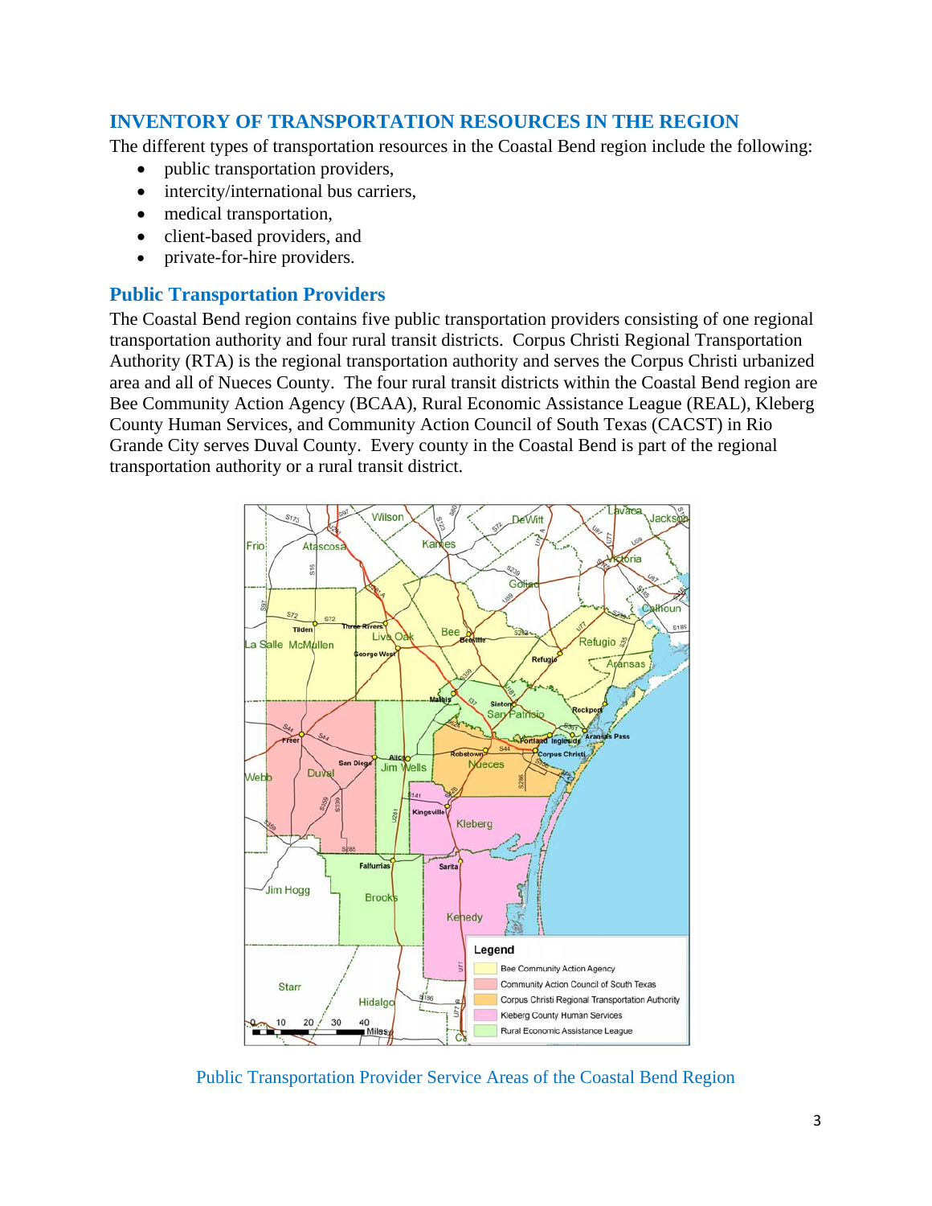## INVENTORY OF TRANSPORTATION RESOURCES IN THE REGION

The different types of transportation resources in the Coastal Bend region include the following:

- public transportation providers,
- intercity/international bus carriers,
- medical transportation,
- client-based providers, and
- private-for-hire providers.

### Public Transportation Providers

The Coastal Bend region contains five public transportation providers consisting of one regional transportation authority and four rural transit districts. Corpus Christi Regional Transportation Authority (RTA) is the regional transportation authority and serves the Corpus Christi urbanized area and all of Nueces County. The four rural transit districts within the Coastal Bend region are Bee Community Action Agency (BCAA), Rural Economic Assistance League (REAL), Kleberg County Human Services, and Community Action Council of South Texas (CACST) in Rio Grande City serves Duval County. Every county in the Coastal Bend is part of the regional transportation authority or a rural transit district.

Public Transportation Provider Service Areas of the Coastal Bend Region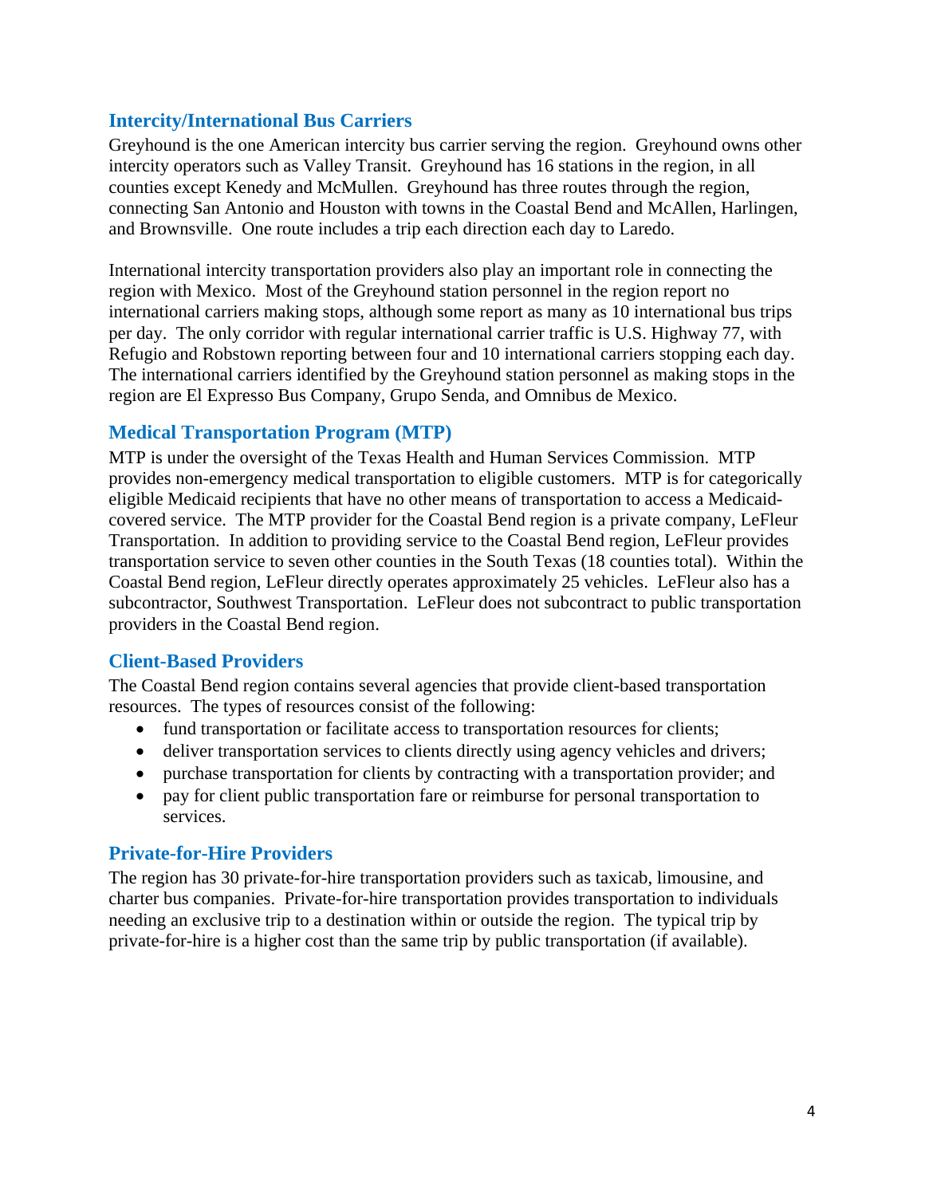## Intercity/International Bus Carriers

Greyhound is the one American intercity bus carrier serving the region. Greyhound owns other intercity operators such as Valley Transit. Greyhound has 16 stations in the region, in all counties except Kenedy and McMullen. Greyhound has three routes through the region, connecting San Antonio and Houston with towns in the Coastal Bend and McAllen, Harlingen, and Brownsville. One route includes a trip each direction each day to Laredo.

International intercity transportation providers also play an important role in connecting the region with Mexico. Most of the Greyhound station personnel in the region report no international carriers making stops, although some report as many as 10 international bus trips per day. The only corridor with regular international carrier traffic is U.S. Highway 77, with Refugio and Robstown reporting between four and 10 international carriers stopping each day. The international carriers identified by the Greyhound station personnel as making stops in the region are El Expresso Bus Company, Grupo Senda, and Omnibus de Mexico.

## Medical Transportation Program (MTP)

MTP is under the oversight of the Texas Health and Human Services Commission. MTP provides non-emergency medical transportation to eligible customers. MTP is for categorically eligible Medicaid recipients that have no other means of transportation to access a Medicaid-covered service. The MTP provider for the Coastal Bend region is a private company, LeFleur Transportation. In addition to providing service to the Coastal Bend region, LeFleur provides transportation service to seven other counties in the South Texas (18 counties total). Within the Coastal Bend region, LeFleur directly operates approximately 25 vehicles. LeFleur also has a subcontractor, Southwest Transportation. LeFleur does not subcontract to public transportation providers in the Coastal Bend region.

## Client-Based Providers

The Coastal Bend region contains several agencies that provide client-based transportation resources. The types of resources consist of the following:

- fund transportation or facilitate access to transportation resources for clients;
- deliver transportation services to clients directly using agency vehicles and drivers;
- purchase transportation for clients by contracting with a transportation provider; and
- pay for client public transportation fare or reimburse for personal transportation to services.

## Private-for-Hire Providers

The region has 30 private-for-hire transportation providers such as taxicab, limousine, and charter bus companies. Private-for-hire transportation provides transportation to individuals needing an exclusive trip to a destination within or outside the region. The typical trip by private-for-hire is a higher cost than the same trip by public transportation (if available).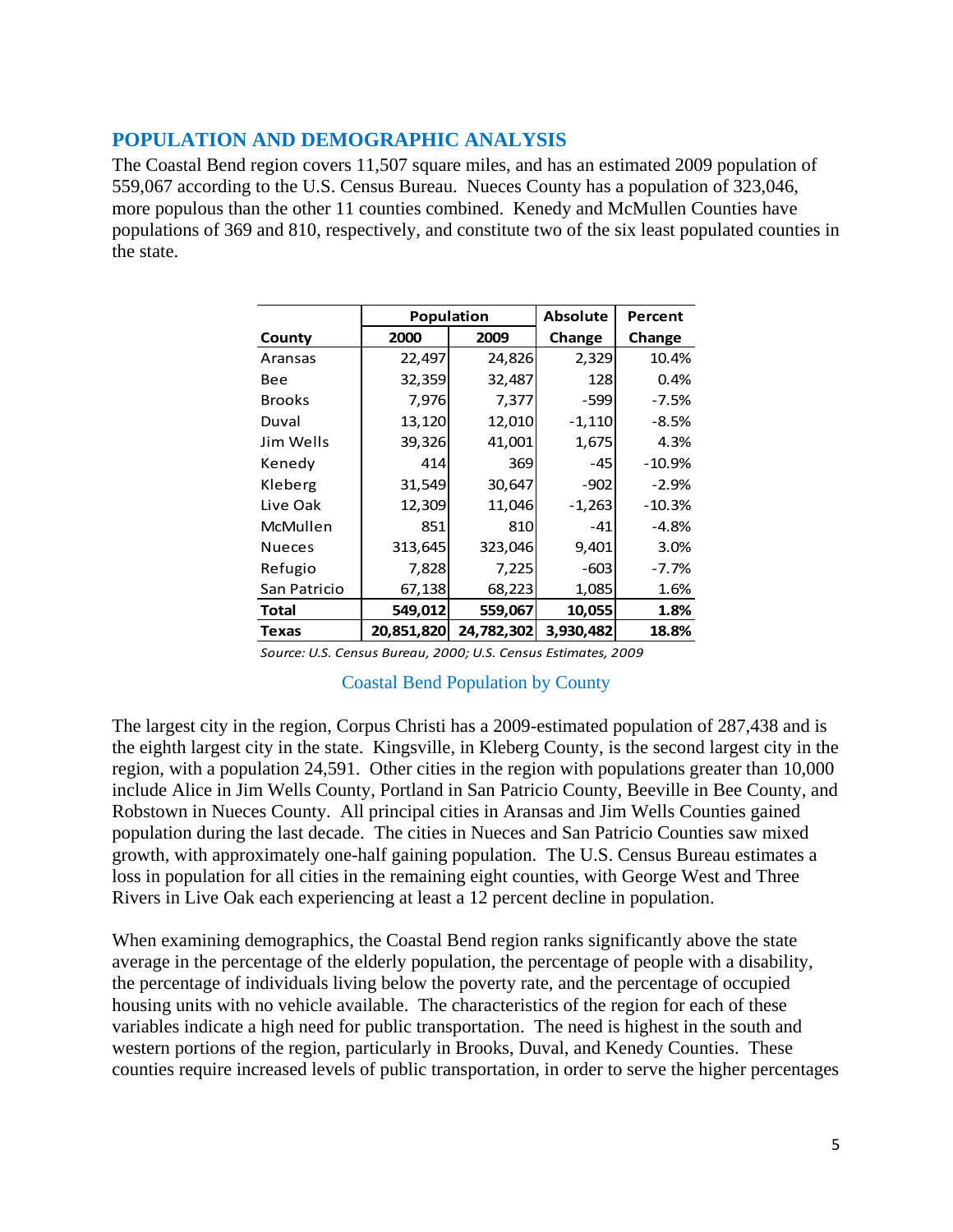## POPULATION AND DEMOGRAPHIC ANALYSIS

The Coastal Bend region covers 11,507 square miles, and has an estimated 2009 population of 559,067 according to the U.S. Census Bureau. Nueces County has a population of 323,046, more populous than the other 11 counties combined. Kenedy and McMullen Counties have populations of 369 and 810, respectively, and constitute two of the six least populated counties in the state.

| | Population | | Absolute | Percent |
|---|---|---|---|---|
| **County** | **2000** | **2009** | **Change** | **Change** |
| Aransas | 22,497 | 24,826 | 2,329 | 10.4% |
| Bee | 32,359 | 32,487 | 128 | 0.4% |
| Brooks | 7,976 | 7,377 | -599 | -7.5% |
| Duval | 13,120 | 12,010 | -1,110 | -8.5% |
| Jim Wells | 39,326 | 41,001 | 1,675 | 4.3% |
| Kenedy | 414 | 369 | -45 | -10.9% |
| Kleberg | 31,549 | 30,647 | -902 | -2.9% |
| Live Oak | 12,309 | 11,046 | -1,263 | -10.3% |
| McMullen | 851 | 810 | -41 | -4.8% |
| Nueces | 313,645 | 323,046 | 9,401 | 3.0% |
| Refugio | 7,828 | 7,225 | -603 | -7.7% |
| San Patricio | 67,138 | 68,223 | 1,085 | 1.6% |
| **Total** | **549,012** | **559,067** | **10,055** | **1.8%** |
| **Texas** | **20,851,820** | **24,782,302** | **3,930,482** | **18.8%** |

*Source: U.S. Census Bureau, 2000; U.S. Census Estimates, 2009*

Coastal Bend Population by County

The largest city in the region, Corpus Christi has a 2009-estimated population of 287,438 and is the eighth largest city in the state. Kingsville, in Kleberg County, is the second largest city in the region, with a population 24,591. Other cities in the region with populations greater than 10,000 include Alice in Jim Wells County, Portland in San Patricio County, Beeville in Bee County, and Robstown in Nueces County. All principal cities in Aransas and Jim Wells Counties gained population during the last decade. The cities in Nueces and San Patricio Counties saw mixed growth, with approximately one-half gaining population. The U.S. Census Bureau estimates a loss in population for all cities in the remaining eight counties, with George West and Three Rivers in Live Oak each experiencing at least a 12 percent decline in population.

When examining demographics, the Coastal Bend region ranks significantly above the state average in the percentage of the elderly population, the percentage of people with a disability, the percentage of individuals living below the poverty rate, and the percentage of occupied housing units with no vehicle available. The characteristics of the region for each of these variables indicate a high need for public transportation. The need is highest in the south and western portions of the region, particularly in Brooks, Duval, and Kenedy Counties. These counties require increased levels of public transportation, in order to serve the higher percentages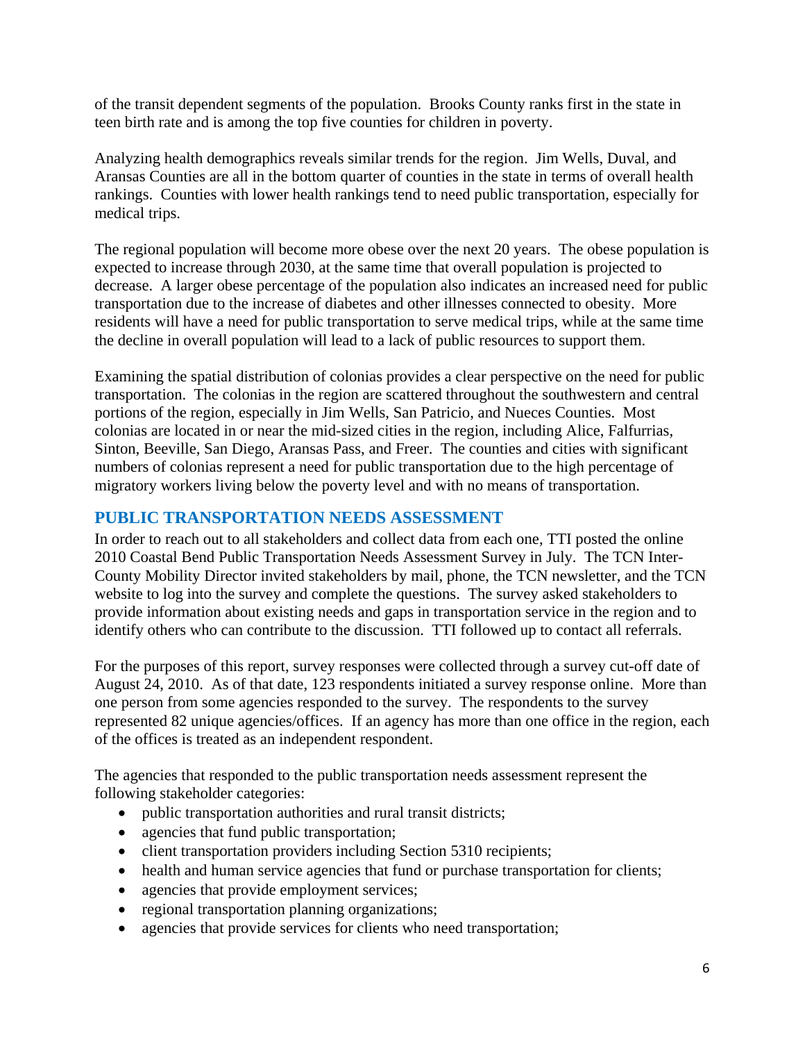of the transit dependent segments of the population. Brooks County ranks first in the state in teen birth rate and is among the top five counties for children in poverty.

Analyzing health demographics reveals similar trends for the region. Jim Wells, Duval, and Aransas Counties are all in the bottom quarter of counties in the state in terms of overall health rankings. Counties with lower health rankings tend to need public transportation, especially for medical trips.

The regional population will become more obese over the next 20 years. The obese population is expected to increase through 2030, at the same time that overall population is projected to decrease. A larger obese percentage of the population also indicates an increased need for public transportation due to the increase of diabetes and other illnesses connected to obesity. More residents will have a need for public transportation to serve medical trips, while at the same time the decline in overall population will lead to a lack of public resources to support them.

Examining the spatial distribution of colonias provides a clear perspective on the need for public transportation. The colonias in the region are scattered throughout the southwestern and central portions of the region, especially in Jim Wells, San Patricio, and Nueces Counties. Most colonias are located in or near the mid-sized cities in the region, including Alice, Falfurrias, Sinton, Beeville, San Diego, Aransas Pass, and Freer. The counties and cities with significant numbers of colonias represent a need for public transportation due to the high percentage of migratory workers living below the poverty level and with no means of transportation.

## PUBLIC TRANSPORTATION NEEDS ASSESSMENT

In order to reach out to all stakeholders and collect data from each one, TTI posted the online 2010 Coastal Bend Public Transportation Needs Assessment Survey in July. The TCN Inter-County Mobility Director invited stakeholders by mail, phone, the TCN newsletter, and the TCN website to log into the survey and complete the questions. The survey asked stakeholders to provide information about existing needs and gaps in transportation service in the region and to identify others who can contribute to the discussion. TTI followed up to contact all referrals.

For the purposes of this report, survey responses were collected through a survey cut-off date of August 24, 2010. As of that date, 123 respondents initiated a survey response online. More than one person from some agencies responded to the survey. The respondents to the survey represented 82 unique agencies/offices. If an agency has more than one office in the region, each of the offices is treated as an independent respondent.

The agencies that responded to the public transportation needs assessment represent the following stakeholder categories:

- public transportation authorities and rural transit districts;
- agencies that fund public transportation;
- client transportation providers including Section 5310 recipients;
- health and human service agencies that fund or purchase transportation for clients;
- agencies that provide employment services;
- regional transportation planning organizations;
- agencies that provide services for clients who need transportation;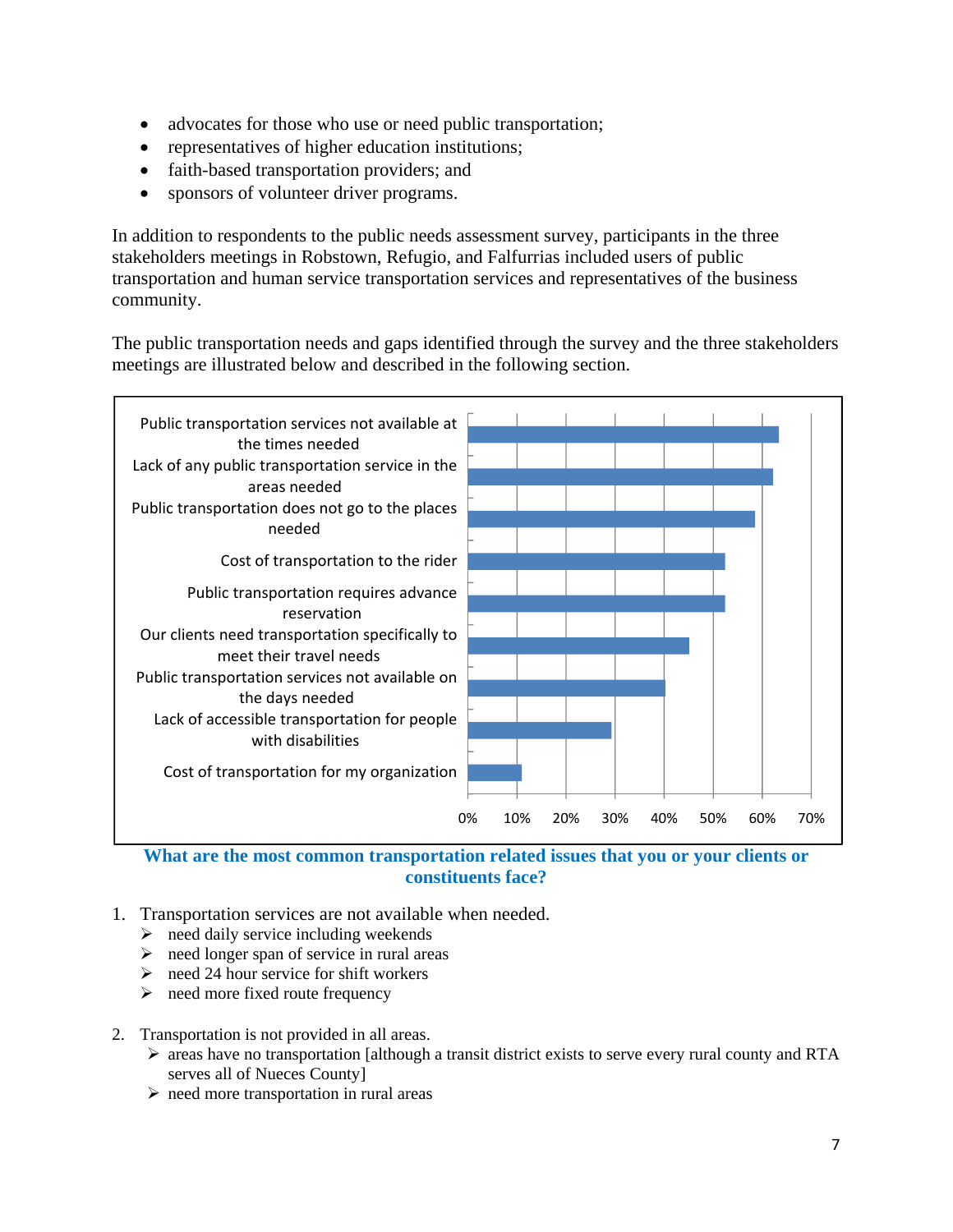- advocates for those who use or need public transportation;
- representatives of higher education institutions;
- faith-based transportation providers; and
- sponsors of volunteer driver programs.

In addition to respondents to the public needs assessment survey, participants in the three stakeholders meetings in Robstown, Refugio, and Falfurrias included users of public transportation and human service transportation services and representatives of the business community.

The public transportation needs and gaps identified through the survey and the three stakeholders meetings are illustrated below and described in the following section.

| Issue | Approximate % |
|---|---|
| Public transportation services not available at the times needed | ~63% |
| Lack of any public transportation service in the areas needed | ~62% |
| Public transportation does not go to the places needed | ~58% |
| Cost of transportation to the rider | ~52% |
| Public transportation requires advance reservation | ~52% |
| Our clients need transportation specifically to meet their travel needs | ~45% |
| Public transportation services not available on the days needed | ~40% |
| Lack of accessible transportation for people with disabilities | ~29% |
| Cost of transportation for my organization | ~11% |

**What are the most common transportation related issues that you or your clients or constituents face?**

1. Transportation services are not available when needed.
   - need daily service including weekends
   - need longer span of service in rural areas
   - need 24 hour service for shift workers
   - need more fixed route frequency

2. Transportation is not provided in all areas.
   - areas have no transportation [although a transit district exists to serve every rural county and RTA serves all of Nueces County]
   - need more transportation in rural areas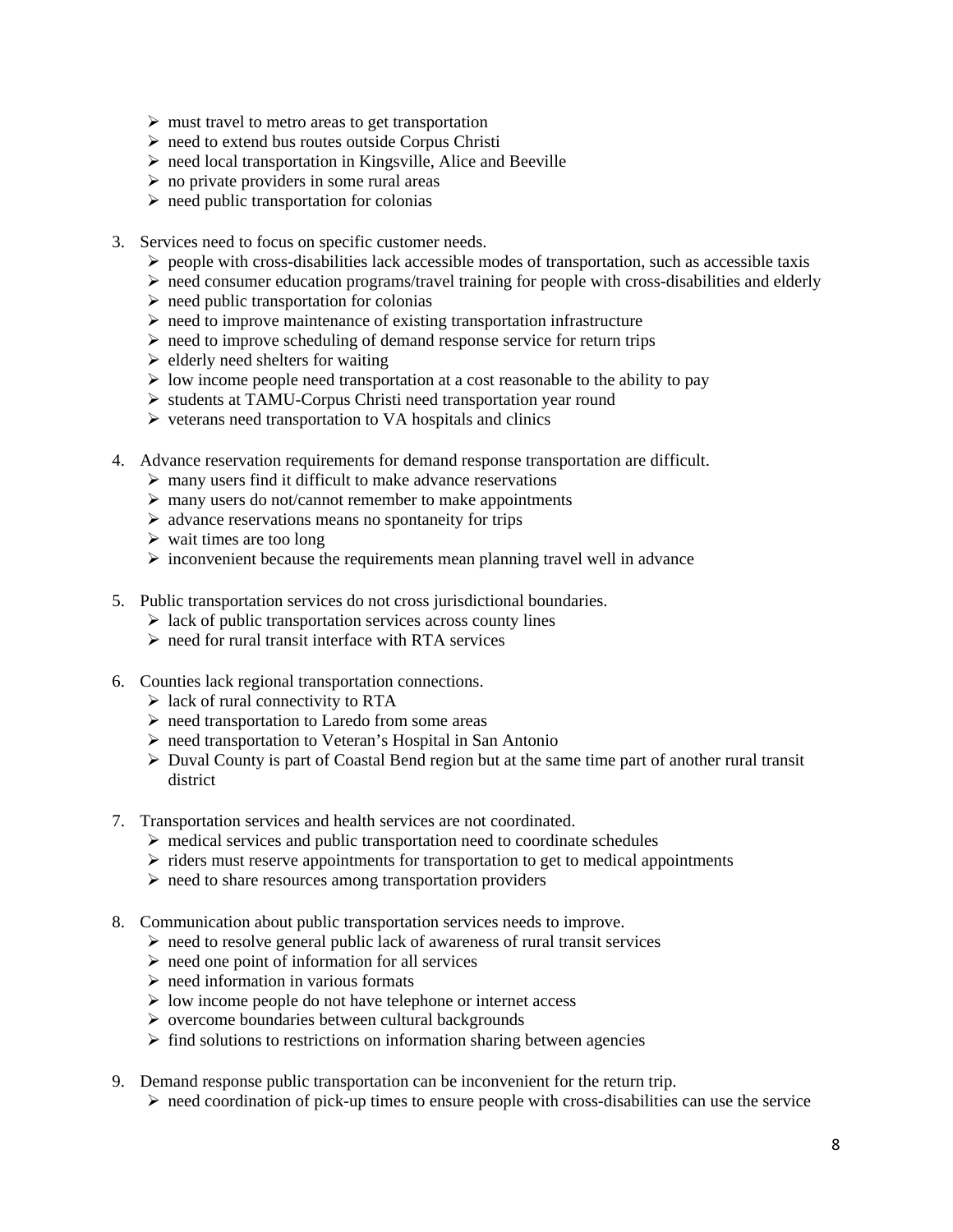- must travel to metro areas to get transportation
- need to extend bus routes outside Corpus Christi
- need local transportation in Kingsville, Alice and Beeville
- no private providers in some rural areas
- need public transportation for colonias

3. Services need to focus on specific customer needs.
   - people with cross-disabilities lack accessible modes of transportation, such as accessible taxis
   - need consumer education programs/travel training for people with cross-disabilities and elderly
   - need public transportation for colonias
   - need to improve maintenance of existing transportation infrastructure
   - need to improve scheduling of demand response service for return trips
   - elderly need shelters for waiting
   - low income people need transportation at a cost reasonable to the ability to pay
   - students at TAMU-Corpus Christi need transportation year round
   - veterans need transportation to VA hospitals and clinics

4. Advance reservation requirements for demand response transportation are difficult.
   - many users find it difficult to make advance reservations
   - many users do not/cannot remember to make appointments
   - advance reservations means no spontaneity for trips
   - wait times are too long
   - inconvenient because the requirements mean planning travel well in advance

5. Public transportation services do not cross jurisdictional boundaries.
   - lack of public transportation services across county lines
   - need for rural transit interface with RTA services

6. Counties lack regional transportation connections.
   - lack of rural connectivity to RTA
   - need transportation to Laredo from some areas
   - need transportation to Veteran's Hospital in San Antonio
   - Duval County is part of Coastal Bend region but at the same time part of another rural transit district

7. Transportation services and health services are not coordinated.
   - medical services and public transportation need to coordinate schedules
   - riders must reserve appointments for transportation to get to medical appointments
   - need to share resources among transportation providers

8. Communication about public transportation services needs to improve.
   - need to resolve general public lack of awareness of rural transit services
   - need one point of information for all services
   - need information in various formats
   - low income people do not have telephone or internet access
   - overcome boundaries between cultural backgrounds
   - find solutions to restrictions on information sharing between agencies

9. Demand response public transportation can be inconvenient for the return trip.
   - need coordination of pick-up times to ensure people with cross-disabilities can use the service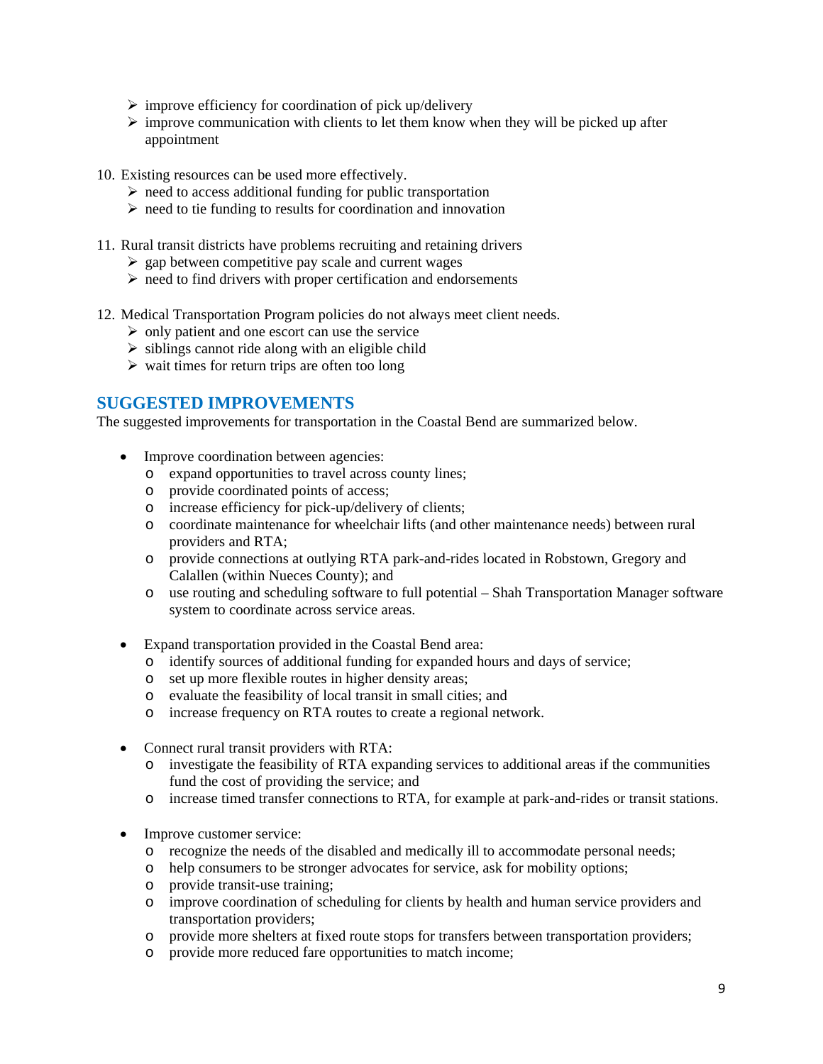- improve efficiency for coordination of pick up/delivery
- improve communication with clients to let them know when they will be picked up after appointment

10. Existing resources can be used more effectively.
    - need to access additional funding for public transportation
    - need to tie funding to results for coordination and innovation

11. Rural transit districts have problems recruiting and retaining drivers
    - gap between competitive pay scale and current wages
    - need to find drivers with proper certification and endorsements

12. Medical Transportation Program policies do not always meet client needs.
    - only patient and one escort can use the service
    - siblings cannot ride along with an eligible child
    - wait times for return trips are often too long

## SUGGESTED IMPROVEMENTS

The suggested improvements for transportation in the Coastal Bend are summarized below.

- Improve coordination between agencies:
  - expand opportunities to travel across county lines;
  - provide coordinated points of access;
  - increase efficiency for pick-up/delivery of clients;
  - coordinate maintenance for wheelchair lifts (and other maintenance needs) between rural providers and RTA;
  - provide connections at outlying RTA park-and-rides located in Robstown, Gregory and Calallen (within Nueces County); and
  - use routing and scheduling software to full potential – Shah Transportation Manager software system to coordinate across service areas.

- Expand transportation provided in the Coastal Bend area:
  - identify sources of additional funding for expanded hours and days of service;
  - set up more flexible routes in higher density areas;
  - evaluate the feasibility of local transit in small cities; and
  - increase frequency on RTA routes to create a regional network.

- Connect rural transit providers with RTA:
  - investigate the feasibility of RTA expanding services to additional areas if the communities fund the cost of providing the service; and
  - increase timed transfer connections to RTA, for example at park-and-rides or transit stations.

- Improve customer service:
  - recognize the needs of the disabled and medically ill to accommodate personal needs;
  - help consumers to be stronger advocates for service, ask for mobility options;
  - provide transit-use training;
  - improve coordination of scheduling for clients by health and human service providers and transportation providers;
  - provide more shelters at fixed route stops for transfers between transportation providers;
  - provide more reduced fare opportunities to match income;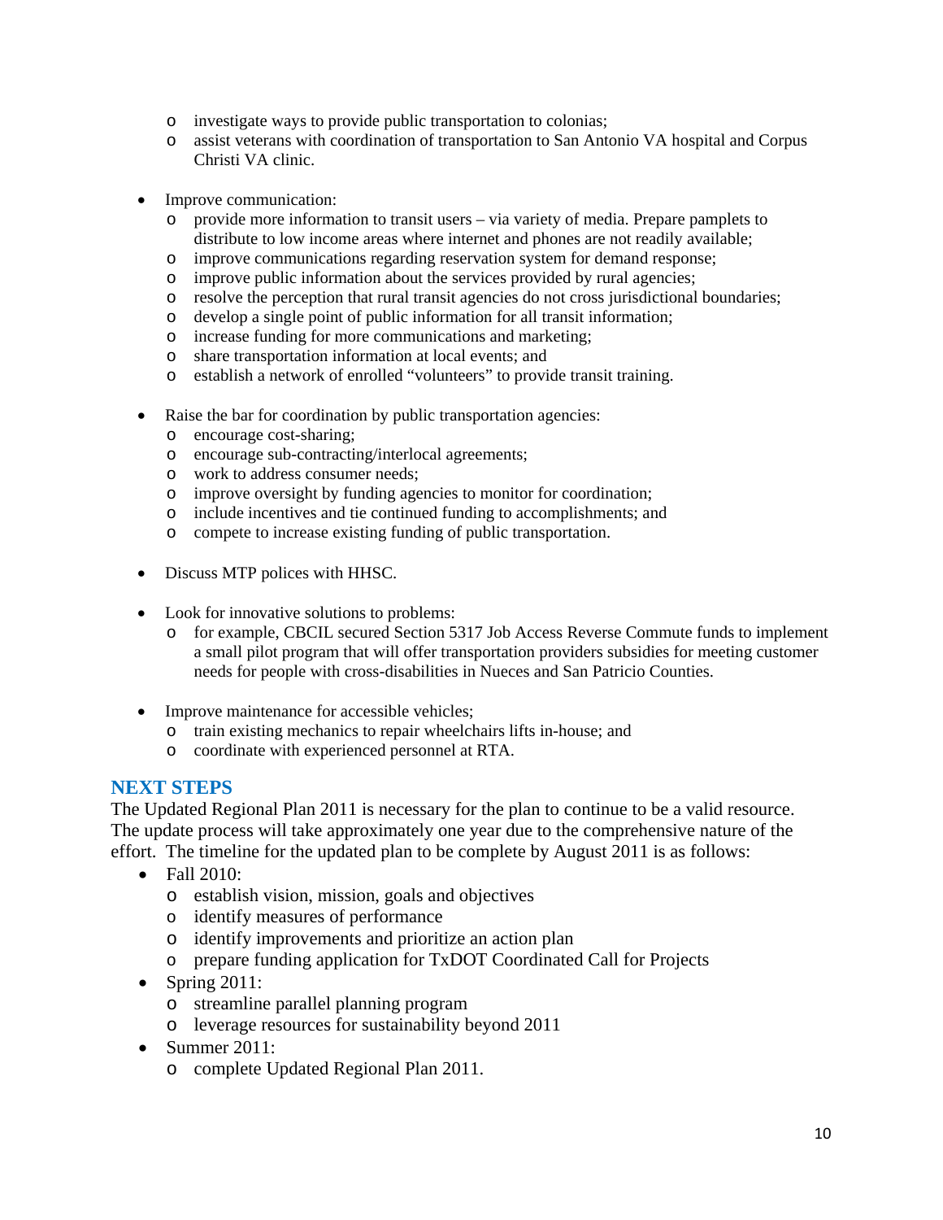- investigate ways to provide public transportation to colonias;
  - assist veterans with coordination of transportation to San Antonio VA hospital and Corpus Christi VA clinic.

- Improve communication:
  - provide more information to transit users – via variety of media. Prepare pamplets to distribute to low income areas where internet and phones are not readily available;
  - improve communications regarding reservation system for demand response;
  - improve public information about the services provided by rural agencies;
  - resolve the perception that rural transit agencies do not cross jurisdictional boundaries;
  - develop a single point of public information for all transit information;
  - increase funding for more communications and marketing;
  - share transportation information at local events; and
  - establish a network of enrolled "volunteers" to provide transit training.

- Raise the bar for coordination by public transportation agencies:
  - encourage cost-sharing;
  - encourage sub-contracting/interlocal agreements;
  - work to address consumer needs;
  - improve oversight by funding agencies to monitor for coordination;
  - include incentives and tie continued funding to accomplishments; and
  - compete to increase existing funding of public transportation.

- Discuss MTP polices with HHSC.

- Look for innovative solutions to problems:
  - for example, CBCIL secured Section 5317 Job Access Reverse Commute funds to implement a small pilot program that will offer transportation providers subsidies for meeting customer needs for people with cross-disabilities in Nueces and San Patricio Counties.

- Improve maintenance for accessible vehicles;
  - train existing mechanics to repair wheelchairs lifts in-house; and
  - coordinate with experienced personnel at RTA.

## NEXT STEPS

The Updated Regional Plan 2011 is necessary for the plan to continue to be a valid resource. The update process will take approximately one year due to the comprehensive nature of the effort. The timeline for the updated plan to be complete by August 2011 is as follows:

- Fall 2010:
  - establish vision, mission, goals and objectives
  - identify measures of performance
  - identify improvements and prioritize an action plan
  - prepare funding application for TxDOT Coordinated Call for Projects
- Spring 2011:
  - streamline parallel planning program
  - leverage resources for sustainability beyond 2011
- Summer 2011:
  - complete Updated Regional Plan 2011.